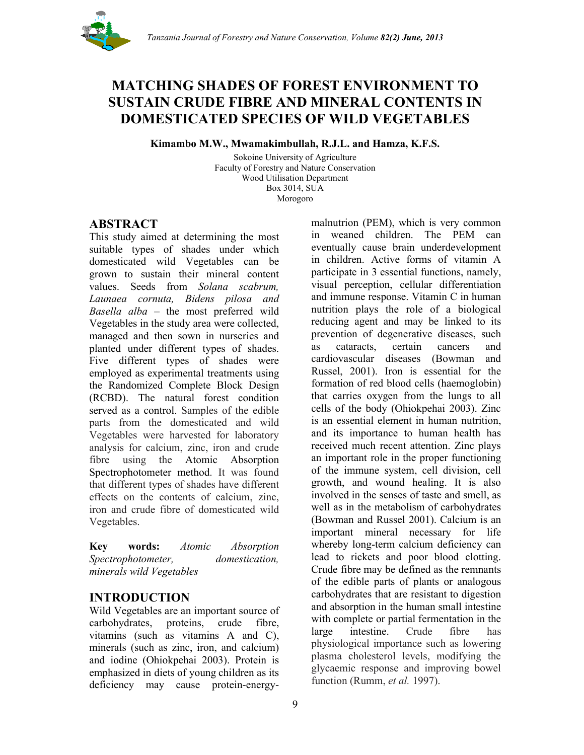# MATCHING SHADES OF FOREST ENVIRONMENT TO SUSTAIN CRUDE FIBRE AND MINERAL CONTENTS IN DOMESTICATED SPECIES OF WILD VEGETABLES

**Kimambo M.W., Mwamakimbullah, R.J.L. and Hamza, K.F.S.**

Sokoine University of Agriculture
Faculty of Forestry and Nature Conservation
Wood Utilisation Department
Box 3014, SUA
Morogoro

## ABSTRACT

This study aimed at determining the most suitable types of shades under which domesticated wild Vegetables can be grown to sustain their mineral content values. Seeds from *Solana scabrum, Launaea cornuta, Bidens pilosa and Basella alba* – the most preferred wild Vegetables in the study area were collected, managed and then sown in nurseries and planted under different types of shades. Five different types of shades were employed as experimental treatments using the Randomized Complete Block Design (RCBD). The natural forest condition served as a control. Samples of the edible parts from the domesticated and wild Vegetables were harvested for laboratory analysis for calcium, zinc, iron and crude fibre using the Atomic Absorption Spectrophotometer method. It was found that different types of shades have different effects on the contents of calcium, zinc, iron and crude fibre of domesticated wild Vegetables.

**Key words:** *Atomic Absorption Spectrophotometer, domestication, minerals wild Vegetables*

## INTRODUCTION

Wild Vegetables are an important source of carbohydrates, proteins, crude fibre, vitamins (such as vitamins A and C), minerals (such as zinc, iron, and calcium) and iodine (Ohiokpehai 2003). Protein is emphasized in diets of young children as its deficiency may cause protein-energy-malnutrion (PEM), which is very common in weaned children. The PEM can eventually cause brain underdevelopment in children. Active forms of vitamin A participate in 3 essential functions, namely, visual perception, cellular differentiation and immune response. Vitamin C in human nutrition plays the role of a biological reducing agent and may be linked to its prevention of degenerative diseases, such as cataracts, certain cancers and cardiovascular diseases (Bowman and Russel, 2001). Iron is essential for the formation of red blood cells (haemoglobin) that carries oxygen from the lungs to all cells of the body (Ohiokpehai 2003). Zinc is an essential element in human nutrition, and its importance to human health has received much recent attention. Zinc plays an important role in the proper functioning of the immune system, cell division, cell growth, and wound healing. It is also involved in the senses of taste and smell, as well as in the metabolism of carbohydrates (Bowman and Russel 2001). Calcium is an important mineral necessary for life whereby long-term calcium deficiency can lead to rickets and poor blood clotting. Crude fibre may be defined as the remnants of the edible parts of plants or analogous carbohydrates that are resistant to digestion and absorption in the human small intestine with complete or partial fermentation in the large intestine. Crude fibre has physiological importance such as lowering plasma cholesterol levels, modifying the glycaemic response and improving bowel function (Rumm, *et al.* 1997).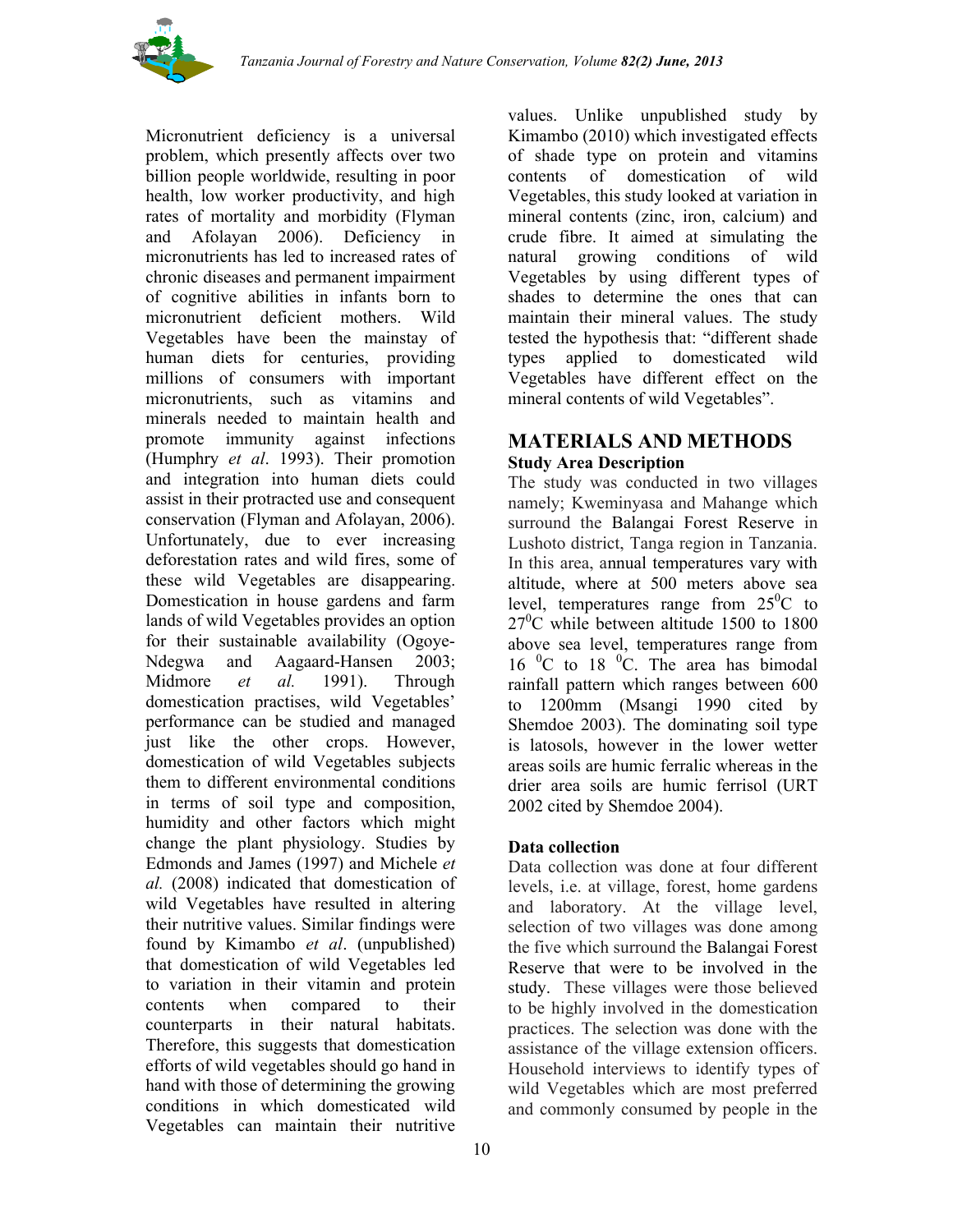Micronutrient deficiency is a universal problem, which presently affects over two billion people worldwide, resulting in poor health, low worker productivity, and high rates of mortality and morbidity (Flyman and Afolayan 2006). Deficiency in micronutrients has led to increased rates of chronic diseases and permanent impairment of cognitive abilities in infants born to micronutrient deficient mothers. Wild Vegetables have been the mainstay of human diets for centuries, providing millions of consumers with important micronutrients, such as vitamins and minerals needed to maintain health and promote immunity against infections (Humphry *et al*. 1993). Their promotion and integration into human diets could assist in their protracted use and consequent conservation (Flyman and Afolayan, 2006). Unfortunately, due to ever increasing deforestation rates and wild fires, some of these wild Vegetables are disappearing. Domestication in house gardens and farm lands of wild Vegetables provides an option for their sustainable availability (Ogoye-Ndegwa and Aagaard-Hansen 2003; Midmore *et al.* 1991). Through domestication practises, wild Vegetables' performance can be studied and managed just like the other crops. However, domestication of wild Vegetables subjects them to different environmental conditions in terms of soil type and composition, humidity and other factors which might change the plant physiology. Studies by Edmonds and James (1997) and Michele *et al.* (2008) indicated that domestication of wild Vegetables have resulted in altering their nutritive values. Similar findings were found by Kimambo *et al*. (unpublished) that domestication of wild Vegetables led to variation in their vitamin and protein contents when compared to their counterparts in their natural habitats. Therefore, this suggests that domestication efforts of wild vegetables should go hand in hand with those of determining the growing conditions in which domesticated wild Vegetables can maintain their nutritive values. Unlike unpublished study by Kimambo (2010) which investigated effects of shade type on protein and vitamins contents of domestication of wild Vegetables, this study looked at variation in mineral contents (zinc, iron, calcium) and crude fibre. It aimed at simulating the natural growing conditions of wild Vegetables by using different types of shades to determine the ones that can maintain their mineral values. The study tested the hypothesis that: "different shade types applied to domesticated wild Vegetables have different effect on the mineral contents of wild Vegetables".

# MATERIALS AND METHODS

## Study Area Description

The study was conducted in two villages namely; Kweminyasa and Mahange which surround the Balangai Forest Reserve in Lushoto district, Tanga region in Tanzania. In this area, annual temperatures vary with altitude, where at 500 meters above sea level, temperatures range from $25^0$C to $27^0$C while between altitude 1500 to 1800 above sea level, temperatures range from 16 $^0$C to 18 $^0$C. The area has bimodal rainfall pattern which ranges between 600 to 1200mm (Msangi 1990 cited by Shemdoe 2003). The dominating soil type is latosols, however in the lower wetter areas soils are humic ferralic whereas in the drier area soils are humic ferrisol (URT 2002 cited by Shemdoe 2004).

## Data collection

Data collection was done at four different levels, i.e. at village, forest, home gardens and laboratory. At the village level, selection of two villages was done among the five which surround the Balangai Forest Reserve that were to be involved in the study. These villages were those believed to be highly involved in the domestication practices. The selection was done with the assistance of the village extension officers. Household interviews to identify types of wild Vegetables which are most preferred and commonly consumed by people in the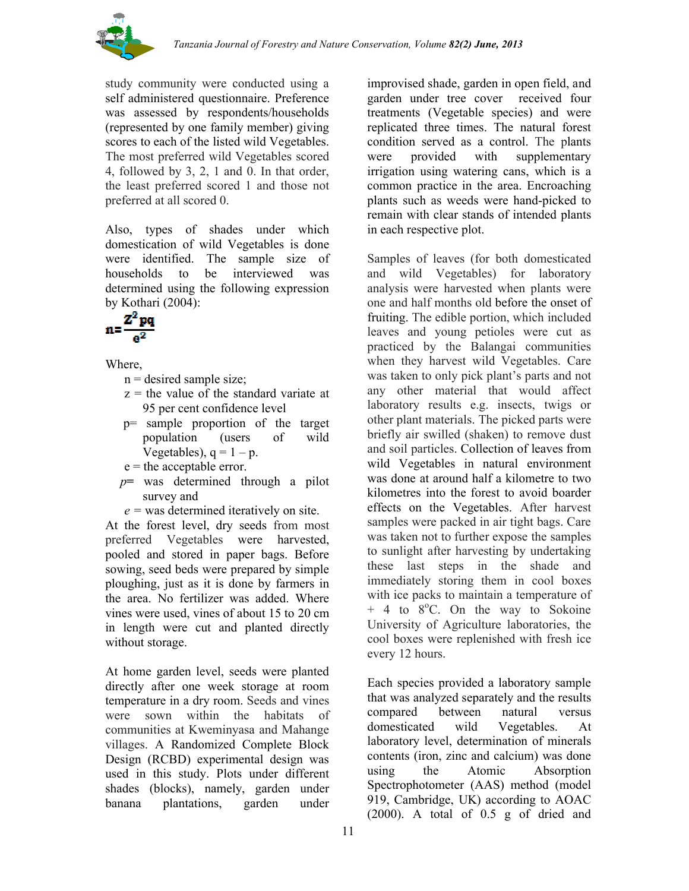study community were conducted using a self administered questionnaire. Preference was assessed by respondents/households (represented by one family member) giving scores to each of the listed wild Vegetables. The most preferred wild Vegetables scored 4, followed by 3, 2, 1 and 0. In that order, the least preferred scored 1 and those not preferred at all scored 0.

Also, types of shades under which domestication of wild Vegetables is done were identified. The sample size of households to be interviewed was determined using the following expression by Kothari (2004):

$$n = \frac{Z^2 pq}{e^2}$$

Where,

- n = desired sample size;
- z = the value of the standard variate at 95 per cent confidence level
- p= sample proportion of the target population (users of wild Vegetables), q = 1 – p.
- e = the acceptable error.
- *p*= was determined through a pilot survey and
- *e* = was determined iteratively on site.

At the forest level, dry seeds from most preferred Vegetables were harvested, pooled and stored in paper bags. Before sowing, seed beds were prepared by simple ploughing, just as it is done by farmers in the area. No fertilizer was added. Where vines were used, vines of about 15 to 20 cm in length were cut and planted directly without storage.

At home garden level, seeds were planted directly after one week storage at room temperature in a dry room. Seeds and vines were sown within the habitats of communities at Kweminyasa and Mahange villages. A Randomized Complete Block Design (RCBD) experimental design was used in this study. Plots under different shades (blocks), namely, garden under banana plantations, garden under improvised shade, garden in open field, and garden under tree cover received four treatments (Vegetable species) and were replicated three times. The natural forest condition served as a control. The plants were provided with supplementary irrigation using watering cans, which is a common practice in the area. Encroaching plants such as weeds were hand-picked to remain with clear stands of intended plants in each respective plot.

Samples of leaves (for both domesticated and wild Vegetables) for laboratory analysis were harvested when plants were one and half months old before the onset of fruiting. The edible portion, which included leaves and young petioles were cut as practiced by the Balangai communities when they harvest wild Vegetables. Care was taken to only pick plant's parts and not any other material that would affect laboratory results e.g. insects, twigs or other plant materials. The picked parts were briefly air swilled (shaken) to remove dust and soil particles. Collection of leaves from wild Vegetables in natural environment was done at around half a kilometre to two kilometres into the forest to avoid boarder effects on the Vegetables. After harvest samples were packed in air tight bags. Care was taken not to further expose the samples to sunlight after harvesting by undertaking these last steps in the shade and immediately storing them in cool boxes with ice packs to maintain a temperature of + 4 to 8$^{o}$C. On the way to Sokoine University of Agriculture laboratories, the cool boxes were replenished with fresh ice every 12 hours.

Each species provided a laboratory sample that was analyzed separately and the results compared between natural versus domesticated wild Vegetables. At laboratory level, determination of minerals contents (iron, zinc and calcium) was done using the Atomic Absorption Spectrophotometer (AAS) method (model 919, Cambridge, UK) according to AOAC (2000). A total of 0.5 g of dried and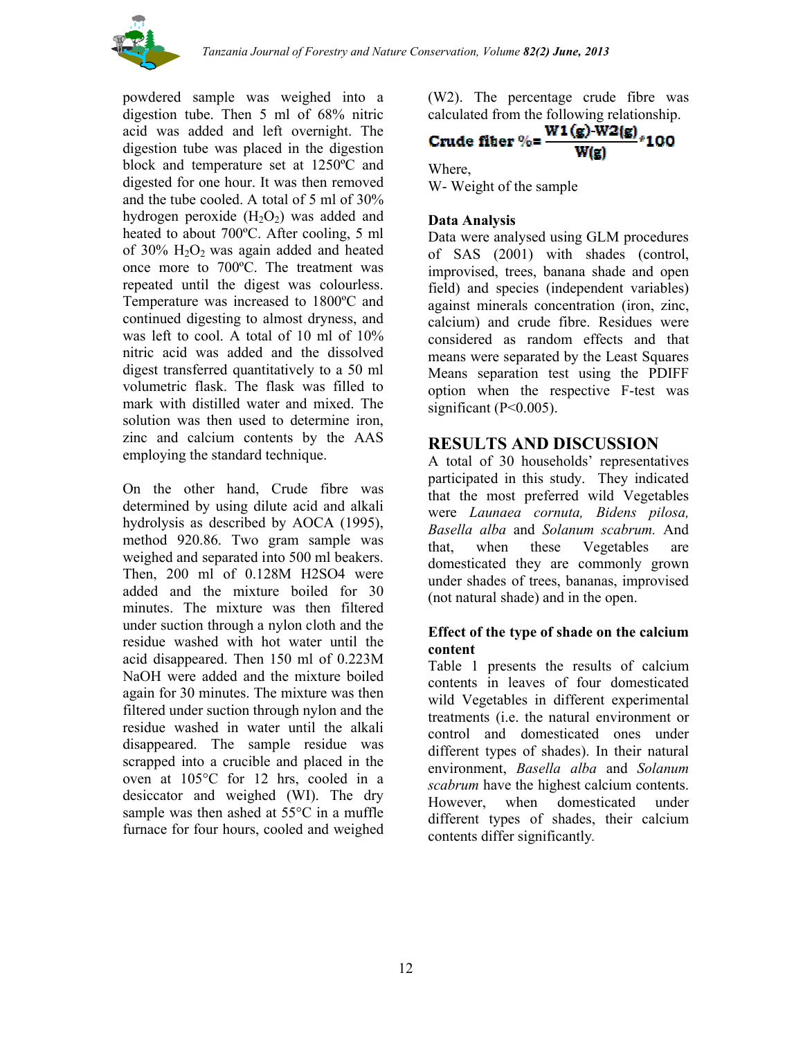powdered sample was weighed into a digestion tube. Then 5 ml of 68% nitric acid was added and left overnight. The digestion tube was placed in the digestion block and temperature set at 1250ºC and digested for one hour. It was then removed and the tube cooled. A total of 5 ml of 30% hydrogen peroxide ($H_2O_2$) was added and heated to about 700ºC. After cooling, 5 ml of 30% $H_2O_2$ was again added and heated once more to 700ºC. The treatment was repeated until the digest was colourless. Temperature was increased to 1800ºC and continued digesting to almost dryness, and was left to cool. A total of 10 ml of 10% nitric acid was added and the dissolved digest transferred quantitatively to a 50 ml volumetric flask. The flask was filled to mark with distilled water and mixed. The solution was then used to determine iron, zinc and calcium contents by the AAS employing the standard technique.

On the other hand, Crude fibre was determined by using dilute acid and alkali hydrolysis as described by AOCA (1995), method 920.86. Two gram sample was weighed and separated into 500 ml beakers. Then, 200 ml of 0.128M $H_2SO_4$ were added and the mixture boiled for 30 minutes. The mixture was then filtered under suction through a nylon cloth and the residue washed with hot water until the acid disappeared. Then 150 ml of 0.223M NaOH were added and the mixture boiled again for 30 minutes. The mixture was then filtered under suction through nylon and the residue washed in water until the alkali disappeared. The sample residue was scrapped into a crucible and placed in the oven at 105°C for 12 hrs, cooled in a desiccator and weighed (WI). The dry sample was then ashed at 55°C in a muffle furnace for four hours, cooled and weighed (W2). The percentage crude fibre was calculated from the following relationship.

$$\text{Crude fiber \%} = \frac{W1(g) - W2(g)}{W(g)} * 100$$

Where,
W- Weight of the sample

**Data Analysis**

Data were analysed using GLM procedures of SAS (2001) with shades (control, improvised, trees, banana shade and open field) and species (independent variables) against minerals concentration (iron, zinc, calcium) and crude fibre. Residues were considered as random effects and that means were separated by the Least Squares Means separation test using the PDIFF option when the respective F-test was significant ($P<0.005$).

## RESULTS AND DISCUSSION

A total of 30 households' representatives participated in this study. They indicated that the most preferred wild Vegetables were *Launaea cornuta, Bidens pilosa, Basella alba* and *Solanum scabrum.* And that, when these Vegetables are domesticated they are commonly grown under shades of trees, bananas, improvised (not natural shade) and in the open.

### Effect of the type of shade on the calcium content

Table 1 presents the results of calcium contents in leaves of four domesticated wild Vegetables in different experimental treatments (i.e. the natural environment or control and domesticated ones under different types of shades). In their natural environment, *Basella alba* and *Solanum scabrum* have the highest calcium contents. However, when domesticated under different types of shades, their calcium contents differ significantly.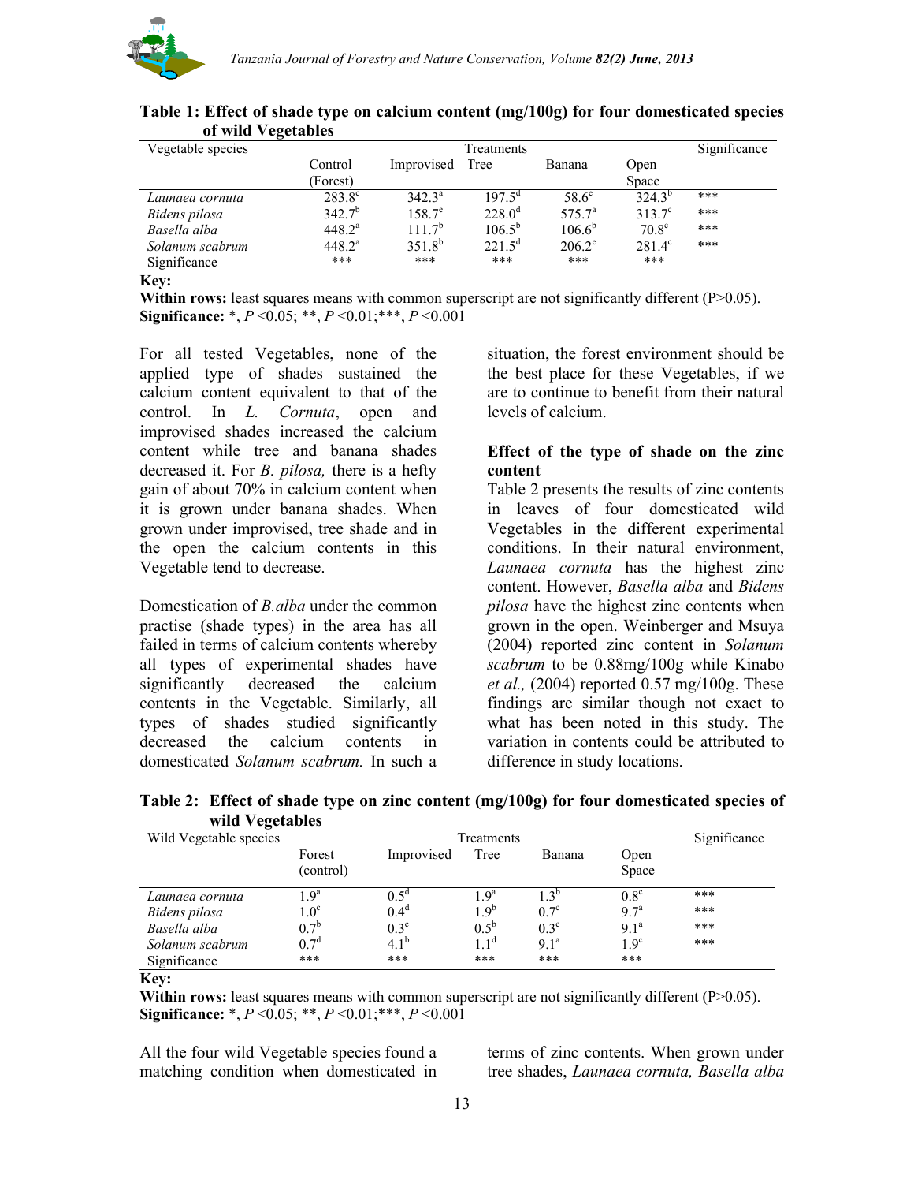**Table 1: Effect of shade type on calcium content (mg/100g) for four domesticated species of wild Vegetables**

| Vegetable species | Treatments | | | | | Significance |
|---|---|---|---|---|---|---|
| | Control (Forest) | Improvised | Tree | Banana | Open Space | |
| *Launaea cornuta* | $283.8^{c}$ | $342.3^{a}$ | $197.5^{d}$ | $58.6^{e}$ | $324.3^{b}$ | *** |
| *Bidens pilosa* | $342.7^{b}$ | $158.7^{e}$ | $228.0^{d}$ | $575.7^{a}$ | $313.7^{c}$ | *** |
| *Basella alba* | $448.2^{a}$ | $111.7^{b}$ | $106.5^{b}$ | $106.6^{b}$ | $70.8^{c}$ | *** |
| *Solanum scabrum* | $448.2^{a}$ | $351.8^{b}$ | $221.5^{d}$ | $206.2^{e}$ | $281.4^{c}$ | *** |
| Significance | *** | *** | *** | *** | *** | |

**Key:**
**Within rows:** least squares means with common superscript are not significantly different (P>0.05).
**Significance:** *, $P<0.05$; **, $P<0.01$;***, $P<0.001$

For all tested Vegetables, none of the applied type of shades sustained the calcium content equivalent to that of the control. In *L. Cornuta*, open and improvised shades increased the calcium content while tree and banana shades decreased it. For *B. pilosa,* there is a hefty gain of about 70% in calcium content when it is grown under banana shades. When grown under improvised, tree shade and in the open the calcium contents in this Vegetable tend to decrease.

Domestication of *B.alba* under the common practise (shade types) in the area has all failed in terms of calcium contents whereby all types of experimental shades have significantly decreased the calcium contents in the Vegetable. Similarly, all types of shades studied significantly decreased the calcium contents in domesticated *Solanum scabrum.* In such a situation, the forest environment should be the best place for these Vegetables, if we are to continue to benefit from their natural levels of calcium.

### Effect of the type of shade on the zinc content

Table 2 presents the results of zinc contents in leaves of four domesticated wild Vegetables in the different experimental conditions. In their natural environment, *Launaea cornuta* has the highest zinc content. However, *Basella alba* and *Bidens pilosa* have the highest zinc contents when grown in the open. Weinberger and Msuya (2004) reported zinc content in *Solanum scabrum* to be 0.88mg/100g while Kinabo *et al.,* (2004) reported 0.57 mg/100g. These findings are similar though not exact to what has been noted in this study. The variation in contents could be attributed to difference in study locations.

**Table 2: Effect of shade type on zinc content (mg/100g) for four domesticated species of wild Vegetables**

| Wild Vegetable species | Treatments | | | | | Significance |
|---|---|---|---|---|---|---|
| | Forest (control) | Improvised | Tree | Banana | Open Space | |
| *Launaea cornuta* | $1.9^{a}$ | $0.5^{d}$ | $1.9^{a}$ | $1.3^{b}$ | $0.8^{c}$ | *** |
| *Bidens pilosa* | $1.0^{c}$ | $0.4^{d}$ | $1.9^{b}$ | $0.7^{c}$ | $9.7^{a}$ | *** |
| *Basella alba* | $0.7^{b}$ | $0.3^{c}$ | $0.5^{b}$ | $0.3^{c}$ | $9.1^{a}$ | *** |
| *Solanum scabrum* | $0.7^{d}$ | $4.1^{b}$ | $1.1^{d}$ | $9.1^{a}$ | $1.9^{c}$ | *** |
| Significance | *** | *** | *** | *** | *** | |

**Key:**
**Within rows:** least squares means with common superscript are not significantly different (P>0.05).
**Significance:** *, $P<0.05$; **, $P<0.01$;***, $P<0.001$

All the four wild Vegetable species found a matching condition when domesticated in terms of zinc contents. When grown under tree shades, *Launaea cornuta, Basella alba*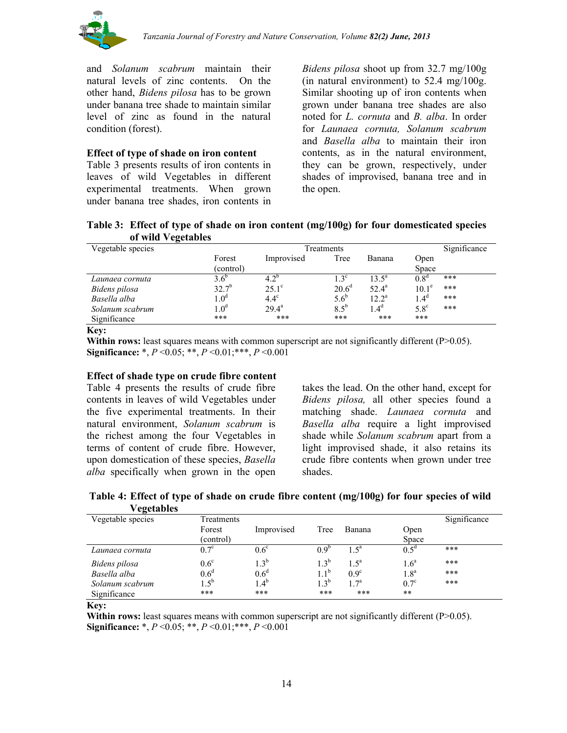and *Solanum scabrum* maintain their natural levels of zinc contents. On the other hand, *Bidens pilosa* has to be grown under banana tree shade to maintain similar level of zinc as found in the natural condition (forest).

### Effect of type of shade on iron content

Table 3 presents results of iron contents in leaves of wild Vegetables in different experimental treatments. When grown under banana tree shades, iron contents in *Bidens pilosa* shoot up from 32.7 mg/100g (in natural environment) to 52.4 mg/100g. Similar shooting up of iron contents when grown under banana tree shades are also noted for *L. cornuta* and *B. alba*. In order for *Launaea cornuta, Solanum scabrum* and *Basella alba* to maintain their iron contents, as in the natural environment, they can be grown, respectively, under shades of improvised, banana tree and in the open.

**Table 3: Effect of type of shade on iron content (mg/100g) for four domesticated species of wild Vegetables**

| Vegetable species | Treatments | | | | | Significance |
|---|---|---|---|---|---|---|
| | Forest (control) | Improvised | Tree | Banana | Open Space | |
| *Launaea cornuta* | $3.6^{b}$ | $4.2^{b}$ | $1.3^{c}$ | $13.5^{a}$ | $0.8^{d}$ | *** |
| *Bidens pilosa* | $32.7^{b}$ | $25.1^{c}$ | $20.6^{d}$ | $52.4^{a}$ | $10.1^{e}$ | *** |
| *Basella alba* | $1.0^{d}$ | $4.4^{c}$ | $5.6^{b}$ | $12.2^{a}$ | $1.4^{d}$ | *** |
| *Solanum scabrum* | $1.0^{d}$ | $29.4^{a}$ | $8.5^{b}$ | $1.4^{d}$ | $5.8^{c}$ | *** |
| Significance | *** | *** | *** | *** | *** | |

**Key:**
**Within rows:** least squares means with common superscript are not significantly different ($P>0.05$).
**Significance:** *, $P<0.05$; **, $P<0.01$; ***, $P<0.001$

### Effect of shade type on crude fibre content

Table 4 presents the results of crude fibre contents in leaves of wild Vegetables under the five experimental treatments. In their natural environment, *Solanum scabrum* is the richest among the four Vegetables in terms of content of crude fibre. However, upon domestication of these species, *Basella alba* specifically when grown in the open takes the lead. On the other hand, except for *Bidens pilosa,* all other species found a matching shade. *Launaea cornuta* and *Basella alba* require a light improvised shade while *Solanum scabrum* apart from a light improvised shade, it also retains its crude fibre contents when grown under tree shades.

**Table 4: Effect of type of shade on crude fibre content (mg/100g) for four species of wild Vegetables**

| Vegetable species | Treatments | | | | | Significance |
|---|---|---|---|---|---|---|
| | Forest (control) | Improvised | Tree | Banana | Open Space | |
| *Launaea cornuta* | $0.7^{c}$ | $0.6^{c}$ | $0.9^{b}$ | $1.5^{a}$ | $0.5^{d}$ | *** |
| *Bidens pilosa* | $0.6^{c}$ | $1.3^{b}$ | $1.3^{b}$ | $1.5^{a}$ | $1.6^{a}$ | *** |
| *Basella alba* | $0.6^{d}$ | $0.6^{d}$ | $1.1^{b}$ | $0.9^{c}$ | $1.8^{a}$ | *** |
| *Solanum scabrum* | $1.5^{b}$ | $1.4^{b}$ | $1.3^{b}$ | $1.7^{a}$ | $0.7^{c}$ | *** |
| Significance | *** | *** | *** | *** | ** | |

**Key:**
**Within rows:** least squares means with common superscript are not significantly different ($P>0.05$).
**Significance:** *, $P<0.05$; **, $P<0.01$; ***, $P<0.001$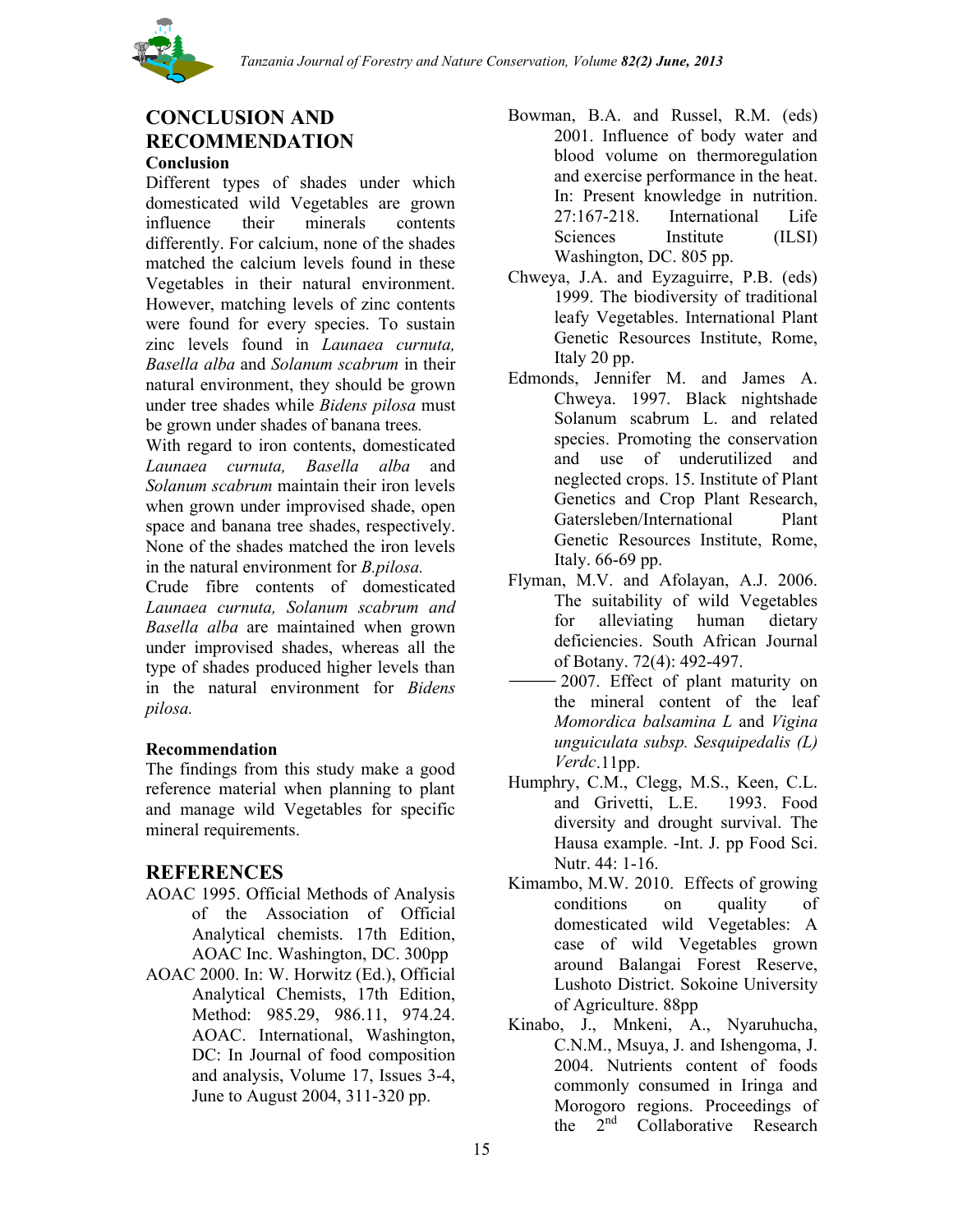# CONCLUSION AND RECOMMENDATION

## Conclusion

Different types of shades under which domesticated wild Vegetables are grown influence their minerals contents differently. For calcium, none of the shades matched the calcium levels found in these Vegetables in their natural environment. However, matching levels of zinc contents were found for every species. To sustain zinc levels found in *Launaea curnuta, Basella alba* and *Solanum scabrum* in their natural environment, they should be grown under tree shades while *Bidens pilosa* must be grown under shades of banana trees.

With regard to iron contents, domesticated *Launaea curnuta, Basella alba* and *Solanum scabrum* maintain their iron levels when grown under improvised shade, open space and banana tree shades, respectively. None of the shades matched the iron levels in the natural environment for *B.pilosa.*

Crude fibre contents of domesticated *Launaea curnuta, Solanum scabrum and Basella alba* are maintained when grown under improvised shades, whereas all the type of shades produced higher levels than in the natural environment for *Bidens pilosa.*

## Recommendation

The findings from this study make a good reference material when planning to plant and manage wild Vegetables for specific mineral requirements.

# REFERENCES

AOAC 1995. Official Methods of Analysis of the Association of Official Analytical chemists. 17th Edition, AOAC Inc. Washington, DC. 300pp

AOAC 2000. In: W. Horwitz (Ed.), Official Analytical Chemists, 17th Edition, Method: 985.29, 986.11, 974.24. AOAC. International, Washington, DC: In Journal of food composition and analysis, Volume 17, Issues 3-4, June to August 2004, 311-320 pp.

Bowman, B.A. and Russel, R.M. (eds) 2001. Influence of body water and blood volume on thermoregulation and exercise performance in the heat. In: Present knowledge in nutrition. 27:167-218. International Life Sciences Institute (ILSI) Washington, DC. 805 pp.

Chweya, J.A. and Eyzaguirre, P.B. (eds) 1999. The biodiversity of traditional leafy Vegetables. International Plant Genetic Resources Institute, Rome, Italy 20 pp.

Edmonds, Jennifer M. and James A. Chweya. 1997. Black nightshade Solanum scabrum L. and related species. Promoting the conservation and use of underutilized and neglected crops. 15. Institute of Plant Genetics and Crop Plant Research, Gatersleben/International Plant Genetic Resources Institute, Rome, Italy. 66-69 pp.

Flyman, M.V. and Afolayan, A.J. 2006. The suitability of wild Vegetables for alleviating human dietary deficiencies. South African Journal of Botany. 72(4): 492-497.

——— 2007. Effect of plant maturity on the mineral content of the leaf *Momordica balsamina L* and *Vigina unguiculata subsp. Sesquipedalis (L) Verdc*.11pp.

Humphry, C.M., Clegg, M.S., Keen, C.L. and Grivetti, L.E. 1993. Food diversity and drought survival. The Hausa example. -Int. J. pp Food Sci. Nutr. 44: 1-16.

Kimambo, M.W. 2010. Effects of growing conditions on quality of domesticated wild Vegetables: A case of wild Vegetables grown around Balangai Forest Reserve, Lushoto District. Sokoine University of Agriculture. 88pp

Kinabo, J., Mnkeni, A., Nyaruhucha, C.N.M., Msuya, J. and Ishengoma, J. 2004. Nutrients content of foods commonly consumed in Iringa and Morogoro regions. Proceedings of the 2nd Collaborative Research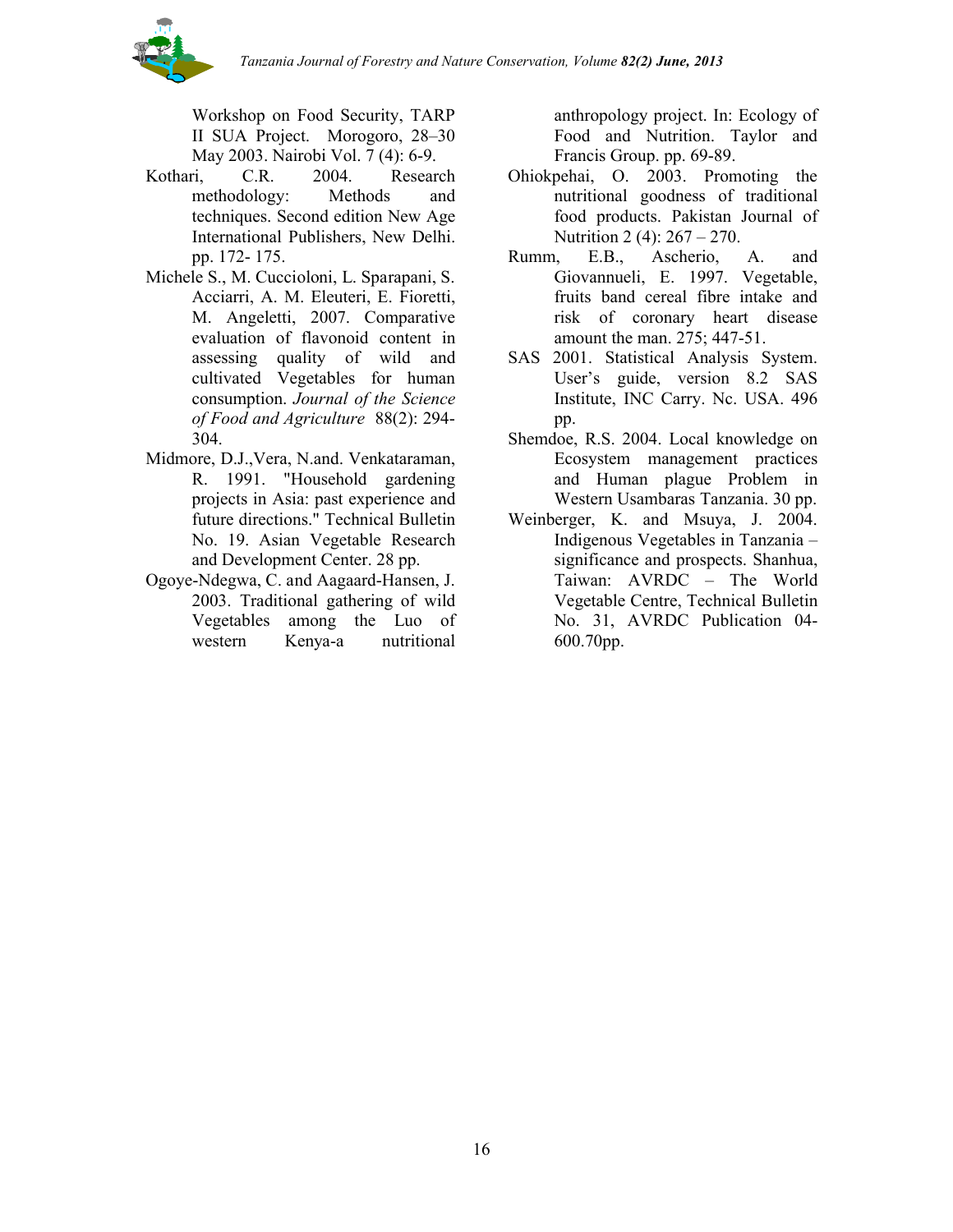Workshop on Food Security, TARP II SUA Project. Morogoro, 28–30 May 2003. Nairobi Vol. 7 (4): 6-9.

Kothari, C.R. 2004. Research methodology: Methods and techniques. Second edition New Age International Publishers, New Delhi. pp. 172- 175.

Michele S., M. Cuccioloni, L. Sparapani, S. Acciarri, A. M. Eleuteri, E. Fioretti, M. Angeletti, 2007. Comparative evaluation of flavonoid content in assessing quality of wild and cultivated Vegetables for human consumption. *Journal of the Science of Food and Agriculture* 88(2): 294-304.

Midmore, D.J.,Vera, N.and. Venkataraman, R. 1991. "Household gardening projects in Asia: past experience and future directions." Technical Bulletin No. 19. Asian Vegetable Research and Development Center. 28 pp.

Ogoye-Ndegwa, C. and Aagaard-Hansen, J. 2003. Traditional gathering of wild Vegetables among the Luo of western Kenya-a nutritional anthropology project. In: Ecology of Food and Nutrition. Taylor and Francis Group. pp. 69-89.

Ohiokpehai, O. 2003. Promoting the nutritional goodness of traditional food products. Pakistan Journal of Nutrition 2 (4): 267 – 270.

Rumm, E.B., Ascherio, A. and Giovannueli, E. 1997. Vegetable, fruits band cereal fibre intake and risk of coronary heart disease amount the man. 275; 447-51.

SAS 2001. Statistical Analysis System. User's guide, version 8.2 SAS Institute, INC Carry. Nc. USA. 496 pp.

Shemdoe, R.S. 2004. Local knowledge on Ecosystem management practices and Human plague Problem in Western Usambaras Tanzania. 30 pp.

Weinberger, K. and Msuya, J. 2004. Indigenous Vegetables in Tanzania – significance and prospects. Shanhua, Taiwan: AVRDC – The World Vegetable Centre, Technical Bulletin No. 31, AVRDC Publication 04-600.70pp.